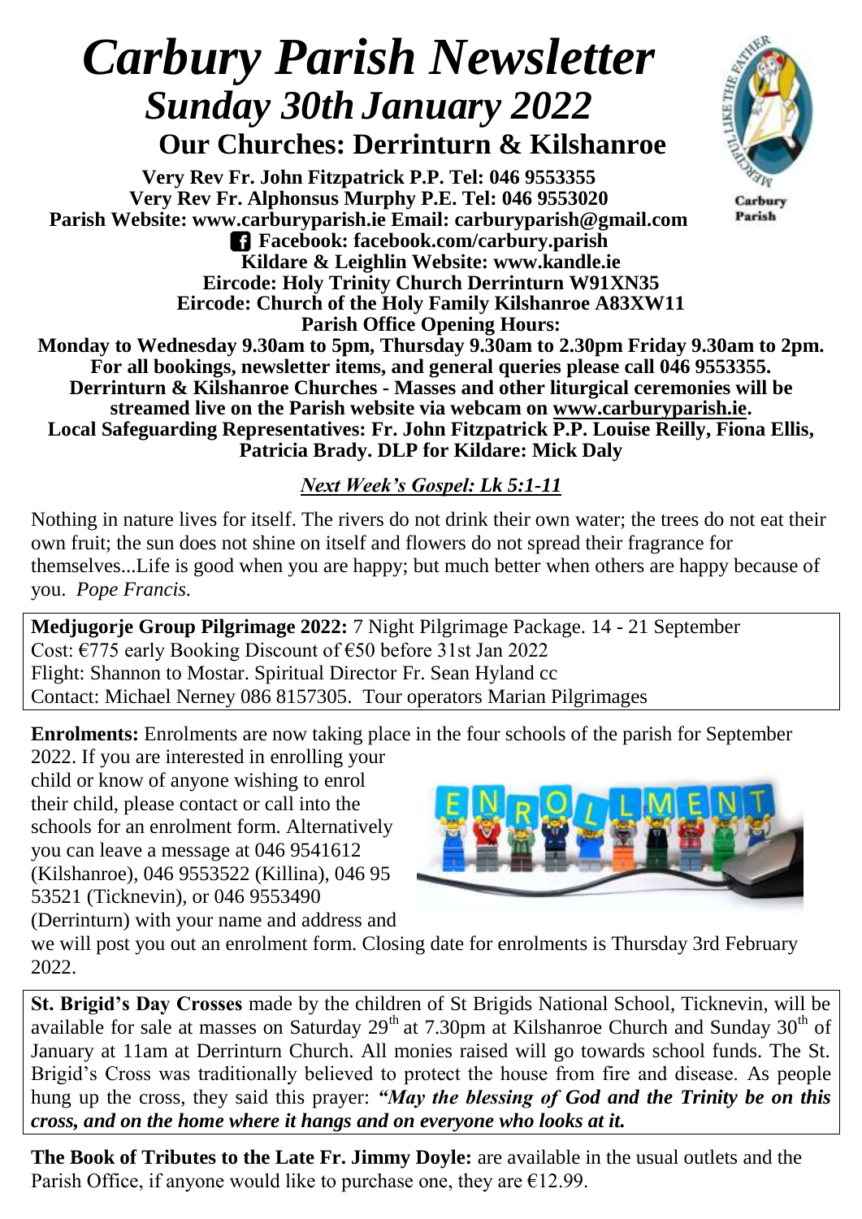# *Carbury Parish Newsletter*
## *Sunday 30th January 2022*
### Our Churches: Derrinturn & Kilshanroe

**Very Rev Fr. John Fitzpatrick P.P. Tel: 046 9553355**
**Very Rev Fr. Alphonsus Murphy P.E. Tel: 046 9553020**
**Parish Website: www.carburyparish.ie Email: carburyparish@gmail.com**
**Facebook: facebook.com/carbury.parish**
**Kildare & Leighlin Website: www.kandle.ie**
**Eircode: Holy Trinity Church Derrinturn W91XN35**
**Eircode: Church of the Holy Family Kilshanroe A83XW11**
**Parish Office Opening Hours:**
**Monday to Wednesday 9.30am to 5pm, Thursday 9.30am to 2.30pm Friday 9.30am to 2pm.**
**For all bookings, newsletter items, and general queries please call 046 9553355.**
**Derrinturn & Kilshanroe Churches - Masses and other liturgical ceremonies will be streamed live on the Parish website via webcam on www.carburyparish.ie.**
**Local Safeguarding Representatives: Fr. John Fitzpatrick P.P. Louise Reilly, Fiona Ellis, Patricia Brady. DLP for Kildare: Mick Daly**

***Next Week's Gospel: Lk 5:1-11***

Nothing in nature lives for itself. The rivers do not drink their own water; the trees do not eat their own fruit; the sun does not shine on itself and flowers do not spread their fragrance for themselves...Life is good when you are happy; but much better when others are happy because of you. *Pope Francis.*

**Medjugorje Group Pilgrimage 2022:** 7 Night Pilgrimage Package. 14 - 21 September
Cost: €775 early Booking Discount of €50 before 31st Jan 2022
Flight: Shannon to Mostar. Spiritual Director Fr. Sean Hyland cc
Contact: Michael Nerney 086 8157305. Tour operators Marian Pilgrimages

**Enrolments:** Enrolments are now taking place in the four schools of the parish for September 2022. If you are interested in enrolling your child or know of anyone wishing to enrol their child, please contact or call into the schools for an enrolment form. Alternatively you can leave a message at 046 9541612 (Kilshanroe), 046 9553522 (Killina), 046 95 53521 (Ticknevin), or 046 9553490 (Derrinturn) with your name and address and we will post you out an enrolment form. Closing date for enrolments is Thursday 3rd February 2022.

**St. Brigid's Day Crosses** made by the children of St Brigids National School, Ticknevin, will be available for sale at masses on Saturday 29th at 7.30pm at Kilshanroe Church and Sunday 30th of January at 11am at Derrinturn Church. All monies raised will go towards school funds. The St. Brigid's Cross was traditionally believed to protect the house from fire and disease. As people hung up the cross, they said this prayer: ***"May the blessing of God and the Trinity be on this cross, and on the home where it hangs and on everyone who looks at it.***

**The Book of Tributes to the Late Fr. Jimmy Doyle:** are available in the usual outlets and the Parish Office, if anyone would like to purchase one, they are €12.99.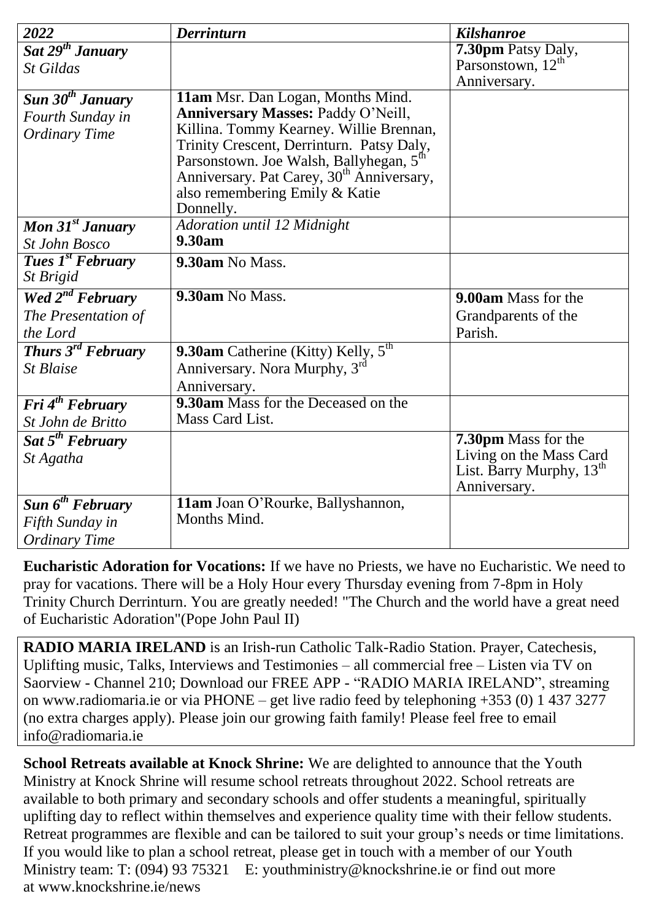| *2022* | *Derrinturn* | *Kilshanroe* |
|---|---|---|
| ***Sat 29th January*** *St Gildas* | | **7.30pm** Patsy Daly, Parsonstown, 12th Anniversary. |
| ***Sun 30th January*** *Fourth Sunday in Ordinary Time* | **11am** Msr. Dan Logan, Months Mind. **Anniversary Masses:** Paddy O'Neill, Killina. Tommy Kearney. Willie Brennan, Trinity Crescent, Derrinturn. Patsy Daly, Parsonstown. Joe Walsh, Ballyhegan, 5th Anniversary. Pat Carey, 30th Anniversary, also remembering Emily & Katie Donnelly. | |
| ***Mon 31st January*** *St John Bosco* | *Adoration until 12 Midnight* **9.30am** | |
| ***Tues 1st February*** *St Brigid* | **9.30am** No Mass. | |
| ***Wed 2nd February*** *The Presentation of the Lord* | **9.30am** No Mass. | **9.00am** Mass for the Grandparents of the Parish. |
| ***Thurs 3rd February*** *St Blaise* | **9.30am** Catherine (Kitty) Kelly, 5th Anniversary. Nora Murphy, 3rd Anniversary. | |
| ***Fri 4th February*** *St John de Britto* | **9.30am** Mass for the Deceased on the Mass Card List. | |
| ***Sat 5th February*** *St Agatha* | | **7.30pm** Mass for the Living on the Mass Card List. Barry Murphy, 13th Anniversary. |
| ***Sun 6th February*** *Fifth Sunday in Ordinary Time* | **11am** Joan O'Rourke, Ballyshannon, Months Mind. | |

**Eucharistic Adoration for Vocations:** If we have no Priests, we have no Eucharistic. We need to pray for vacations. There will be a Holy Hour every Thursday evening from 7-8pm in Holy Trinity Church Derrinturn. You are greatly needed! "The Church and the world have a great need of Eucharistic Adoration"(Pope John Paul II)

**RADIO MARIA IRELAND** is an Irish-run Catholic Talk-Radio Station. Prayer, Catechesis, Uplifting music, Talks, Interviews and Testimonies – all commercial free – Listen via TV on Saorview - Channel 210; Download our FREE APP - "RADIO MARIA IRELAND", streaming on www.radiomaria.ie or via PHONE – get live radio feed by telephoning +353 (0) 1 437 3277 (no extra charges apply). Please join our growing faith family! Please feel free to email info@radiomaria.ie

**School Retreats available at Knock Shrine:** We are delighted to announce that the Youth Ministry at Knock Shrine will resume school retreats throughout 2022. School retreats are available to both primary and secondary schools and offer students a meaningful, spiritually uplifting day to reflect within themselves and experience quality time with their fellow students. Retreat programmes are flexible and can be tailored to suit your group's needs or time limitations. If you would like to plan a school retreat, please get in touch with a member of our Youth Ministry team: T: (094) 93 75321 E: youthministry@knockshrine.ie or find out more at www.knockshrine.ie/news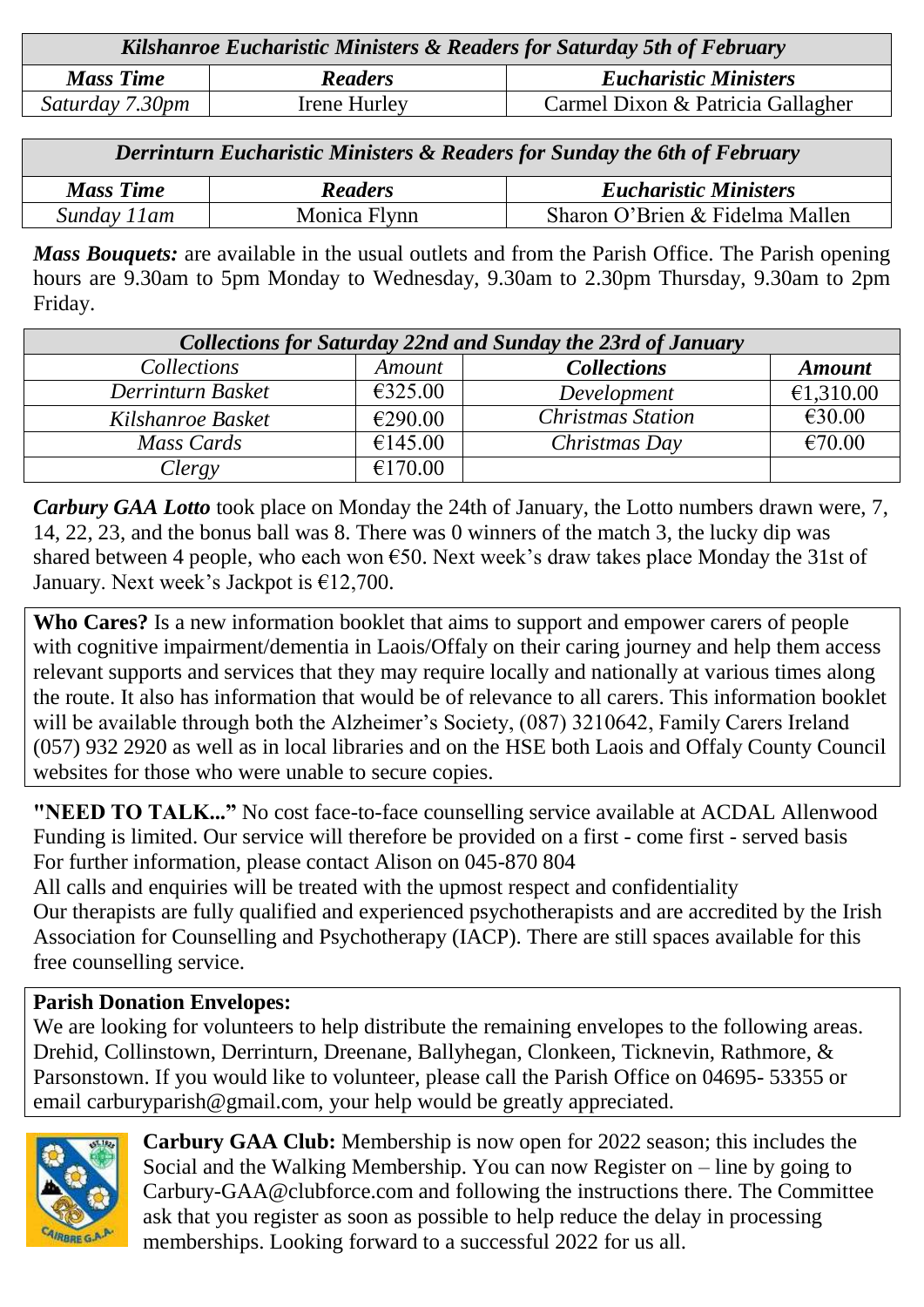| *Kilshanroe Eucharistic Ministers & Readers for Saturday 5th of February* | | |
|---|---|---|
| ***Mass Time*** | ***Readers*** | ***Eucharistic Ministers*** |
| Saturday 7.30pm | Irene Hurley | Carmel Dixon & Patricia Gallagher |

| *Derrinturn Eucharistic Ministers & Readers for Sunday the 6th of February* | | |
|---|---|---|
| ***Mass Time*** | ***Readers*** | ***Eucharistic Ministers*** |
| Sunday 11am | Monica Flynn | Sharon O'Brien & Fidelma Mallen |

***Mass Bouquets:*** are available in the usual outlets and from the Parish Office. The Parish opening hours are 9.30am to 5pm Monday to Wednesday, 9.30am to 2.30pm Thursday, 9.30am to 2pm Friday.

| *Collections for Saturday 22nd and Sunday the 23rd of January* | | | |
|---|---|---|---|
| *Collections* | *Amount* | ***Collections*** | ***Amount*** |
| *Derrinturn Basket* | €325.00 | *Development* | €1,310.00 |
| *Kilshanroe Basket* | €290.00 | *Christmas Station* | €30.00 |
| *Mass Cards* | €145.00 | *Christmas Day* | €70.00 |
| *Clergy* | €170.00 | | |

***Carbury GAA Lotto*** took place on Monday the 24th of January, the Lotto numbers drawn were, 7, 14, 22, 23, and the bonus ball was 8. There was 0 winners of the match 3, the lucky dip was shared between 4 people, who each won €50. Next week's draw takes place Monday the 31st of January. Next week's Jackpot is €12,700.

**Who Cares?** Is a new information booklet that aims to support and empower carers of people with cognitive impairment/dementia in Laois/Offaly on their caring journey and help them access relevant supports and services that they may require locally and nationally at various times along the route. It also has information that would be of relevance to all carers. This information booklet will be available through both the Alzheimer's Society, (087) 3210642, Family Carers Ireland (057) 932 2920 as well as in local libraries and on the HSE both Laois and Offaly County Council websites for those who were unable to secure copies.

**"NEED TO TALK..."** No cost face-to-face counselling service available at ACDAL Allenwood
Funding is limited. Our service will therefore be provided on a first - come first - served basis
For further information, please contact Alison on 045-870 804
All calls and enquiries will be treated with the upmost respect and confidentiality
Our therapists are fully qualified and experienced psychotherapists and are accredited by the Irish Association for Counselling and Psychotherapy (IACP). There are still spaces available for this free counselling service.

**Parish Donation Envelopes:**
We are looking for volunteers to help distribute the remaining envelopes to the following areas. Drehid, Collinstown, Derrinturn, Dreenane, Ballyhegan, Clonkeen, Ticknevin, Rathmore, & Parsonstown. If you would like to volunteer, please call the Parish Office on 04695- 53355 or email carburyparish@gmail.com, your help would be greatly appreciated.

**Carbury GAA Club:** Membership is now open for 2022 season; this includes the Social and the Walking Membership. You can now Register on – line by going to Carbury-GAA@clubforce.com and following the instructions there. The Committee ask that you register as soon as possible to help reduce the delay in processing memberships. Looking forward to a successful 2022 for us all.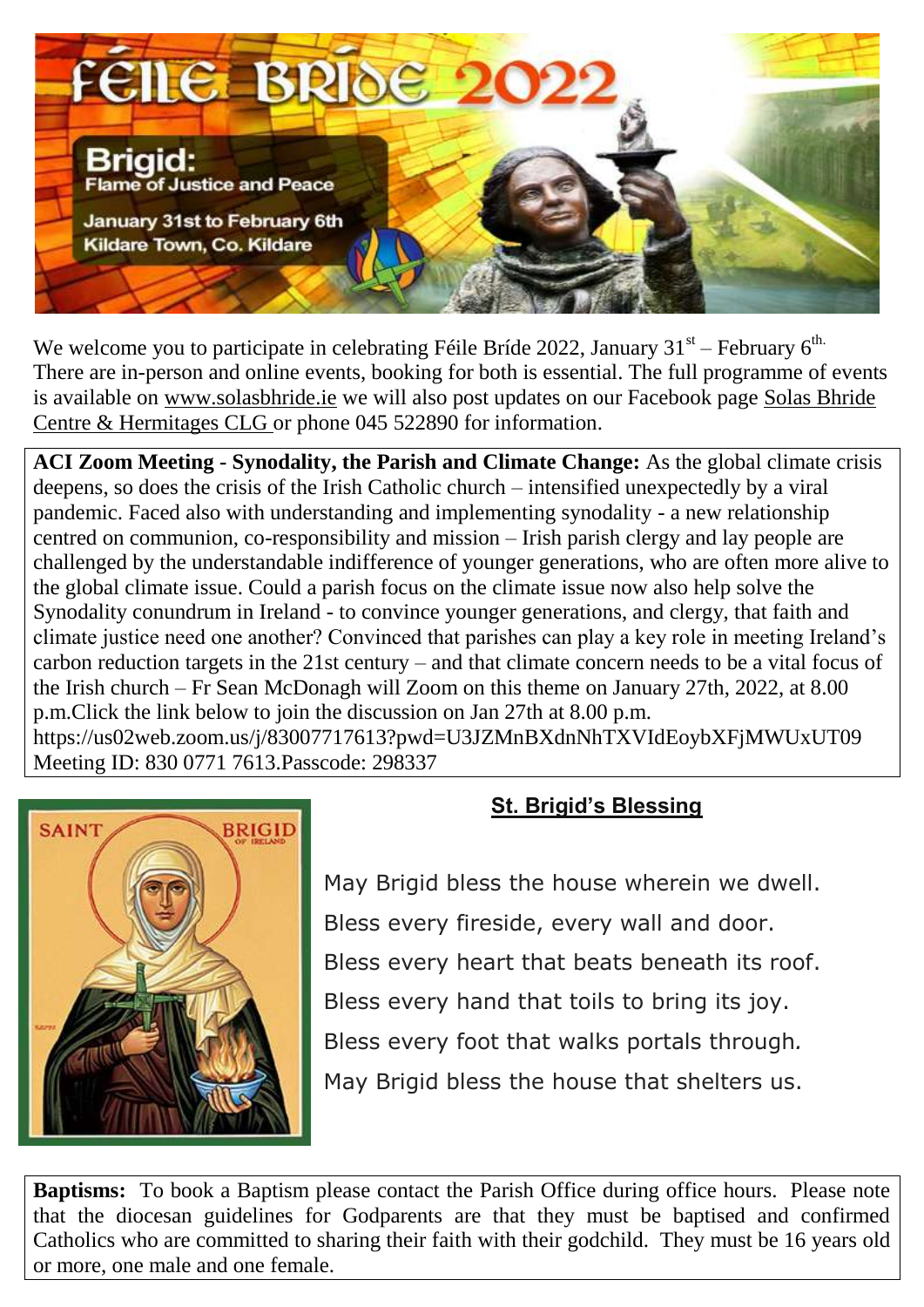# FÉILE BRÍDE 2022

**Brigid:**
Flame of Justice and Peace

January 31st to February 6th
Kildare Town, Co. Kildare

We welcome you to participate in celebrating Féile Bríde 2022, January 31st – February 6th. There are in-person and online events, booking for both is essential. The full programme of events is available on www.solasbhride.ie we will also post updates on our Facebook page Solas Bhride Centre & Hermitages CLG or phone 045 522890 for information.

**ACI Zoom Meeting - Synodality, the Parish and Climate Change:** As the global climate crisis deepens, so does the crisis of the Irish Catholic church – intensified unexpectedly by a viral pandemic. Faced also with understanding and implementing synodality - a new relationship centred on communion, co-responsibility and mission – Irish parish clergy and lay people are challenged by the understandable indifference of younger generations, who are often more alive to the global climate issue. Could a parish focus on the climate issue now also help solve the Synodality conundrum in Ireland - to convince younger generations, and clergy, that faith and climate justice need one another? Convinced that parishes can play a key role in meeting Ireland's carbon reduction targets in the 21st century – and that climate concern needs to be a vital focus of the Irish church – Fr Sean McDonagh will Zoom on this theme on January 27th, 2022, at 8.00 p.m.Click the link below to join the discussion on Jan 27th at 8.00 p.m.
https://us02web.zoom.us/j/83007717613?pwd=U3JZMnBXdnNhTXVIdEoybXFjMWUxUT09
Meeting ID: 830 0771 7613.Passcode: 298337

SAINT BRIGID OF IRELAND

## St. Brigid's Blessing

May Brigid bless the house wherein we dwell.
Bless every fireside, every wall and door.
Bless every heart that beats beneath its roof.
Bless every hand that toils to bring its joy.
Bless every foot that walks portals through.
May Brigid bless the house that shelters us.

**Baptisms:** To book a Baptism please contact the Parish Office during office hours. Please note that the diocesan guidelines for Godparents are that they must be baptised and confirmed Catholics who are committed to sharing their faith with their godchild. They must be 16 years old or more, one male and one female.